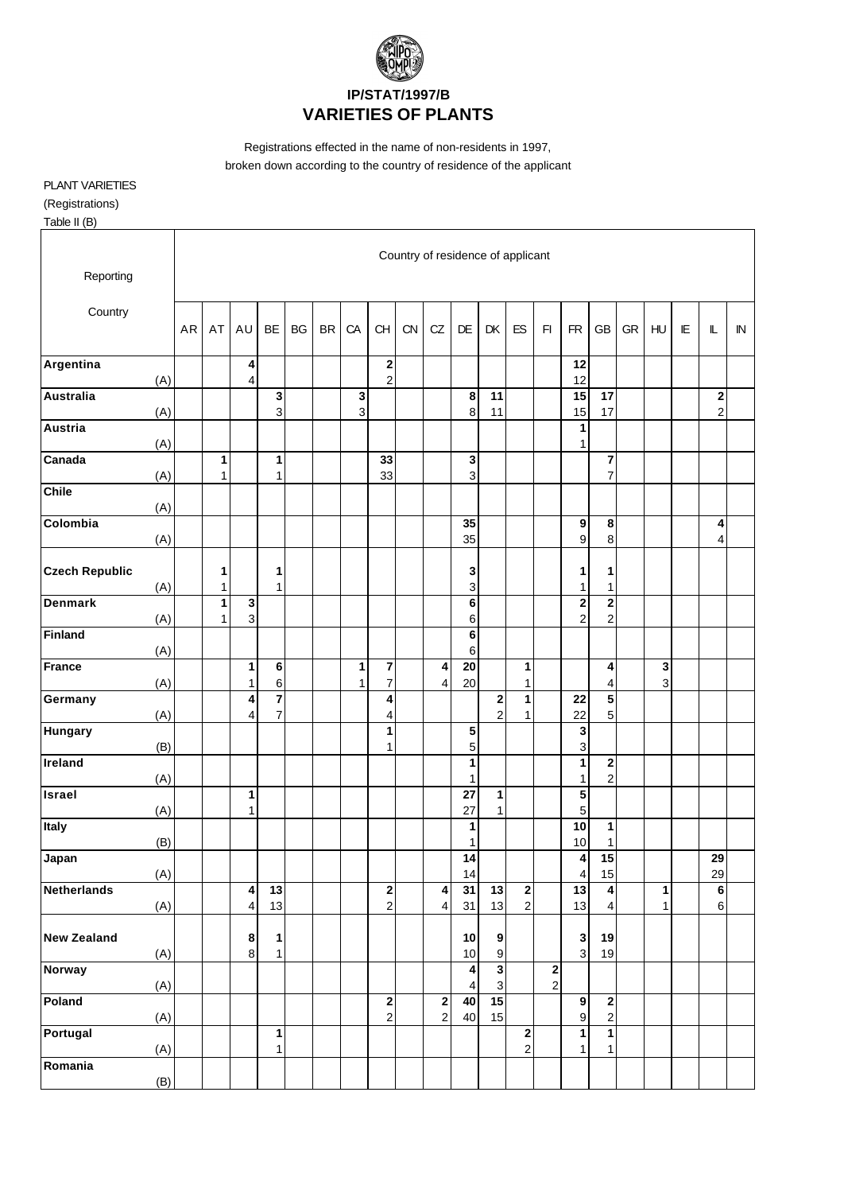# IP/STAT/1997/B
# VARIETIES OF PLANTS

Registrations effected in the name of non-residents in 1997,
broken down according to the country of residence of the applicant

PLANT VARIETIES
(Registrations)
Table II (B)

| Reporting Country | Country of residence of applicant | | | | | | | | | | | | | | | | | | | | |
|---|---|---|---|---|---|---|---|---|---|---|---|---|---|---|---|---|---|---|---|---|---|
| | AR | AT | AU | BE | BG | BR | CA | CH | CN | CZ | DE | DK | ES | FI | FR | GB | GR | HU | IE | IL | IN |
| **Argentina** | | | **4** | | | | | **2** | | | | | | | **12** | | | | | | |
| (A) | | | 4 | | | | | 2 | | | | | | | 12 | | | | | | |
| **Australia** | | | | **3** | | | **3** | | | | **8** | **11** | | | **15** | **17** | | | | **2** | |
| (A) | | | | 3 | | | 3 | | | | 8 | 11 | | | 15 | 17 | | | | 2 | |
| **Austria** | | | | | | | | | | | | | | | **1** | | | | | | |
| (A) | | | | | | | | | | | | | | | 1 | | | | | | |
| **Canada** | | **1** | | **1** | | | | **33** | | | **3** | | | | | **7** | | | | | |
| (A) | | 1 | | 1 | | | | 33 | | | 3 | | | | | 7 | | | | | |
| **Chile** | | | | | | | | | | | | | | | | | | | | | |
| (A) | | | | | | | | | | | | | | | | | | | | | |
| **Colombia** | | | | | | | | | | | **35** | | | | **9** | **8** | | | | **4** | |
| (A) | | | | | | | | | | | 35 | | | | 9 | 8 | | | | 4 | |
| **Czech Republic** | | **1** | | **1** | | | | | | | **3** | | | | **1** | **1** | | | | | |
| (A) | | 1 | | 1 | | | | | | | 3 | | | | 1 | 1 | | | | | |
| **Denmark** | | **1** | **3** | | | | | | | | **6** | | | | **2** | **2** | | | | | |
| (A) | | 1 | 3 | | | | | | | | 6 | | | | 2 | 2 | | | | | |
| **Finland** | | | | | | | | | | | **6** | | | | | | | | | | |
| (A) | | | | | | | | | | | 6 | | | | | | | | | | |
| **France** | | | **1** | **6** | | | **1** | **7** | | **4** | **20** | | **1** | | | **4** | | **3** | | | |
| (A) | | | 1 | 6 | | | 1 | 7 | | 4 | 20 | | 1 | | | 4 | | 3 | | | |
| **Germany** | | | **4** | **7** | | | | **4** | | | | **2** | **1** | | **22** | **5** | | | | | |
| (A) | | | 4 | 7 | | | | 4 | | | | 2 | 1 | | 22 | 5 | | | | | |
| **Hungary** | | | | | | | | **1** | | | **5** | | | | **3** | | | | | | |
| (B) | | | | | | | | 1 | | | 5 | | | | 3 | | | | | | |
| **Ireland** | | | | | | | | | | | **1** | | | | **1** | **2** | | | | | |
| (A) | | | | | | | | | | | 1 | | | | 1 | 2 | | | | | |
| **Israel** | | | **1** | | | | | | | | **27** | **1** | | | **5** | | | | | | |
| (A) | | | 1 | | | | | | | | 27 | 1 | | | 5 | | | | | | |
| **Italy** | | | | | | | | | | | **1** | | | | **10** | **1** | | | | | |
| (B) | | | | | | | | | | | 1 | | | | 10 | 1 | | | | | |
| **Japan** | | | | | | | | | | | **14** | | | | **4** | **15** | | | | **29** | |
| (A) | | | | | | | | | | | 14 | | | | 4 | 15 | | | | 29 | |
| **Netherlands** | | | **4** | **13** | | | | **2** | | **4** | **31** | **13** | **2** | | **13** | **4** | | **1** | | **6** | |
| (A) | | | 4 | 13 | | | | 2 | | 4 | 31 | 13 | 2 | | 13 | 4 | | 1 | | 6 | |
| **New Zealand** | | | **8** | **1** | | | | | | | **10** | **9** | | | **3** | **19** | | | | | |
| (A) | | | 8 | 1 | | | | | | | 10 | 9 | | | 3 | 19 | | | | | |
| **Norway** | | | | | | | | | | | **4** | **3** | | **2** | | | | | | | |
| (A) | | | | | | | | | | | 4 | 3 | | 2 | | | | | | | |
| **Poland** | | | | | | | | **2** | | **2** | **40** | **15** | | | **9** | **2** | | | | | |
| (A) | | | | | | | | 2 | | 2 | 40 | 15 | | | 9 | 2 | | | | | |
| **Portugal** | | | | **1** | | | | | | | | | **2** | | **1** | **1** | | | | | |
| (A) | | | | 1 | | | | | | | | | 2 | | 1 | 1 | | | | | |
| **Romania** | | | | | | | | | | | | | | | | | | | | | |
| (B) | | | | | | | | | | | | | | | | | | | | | |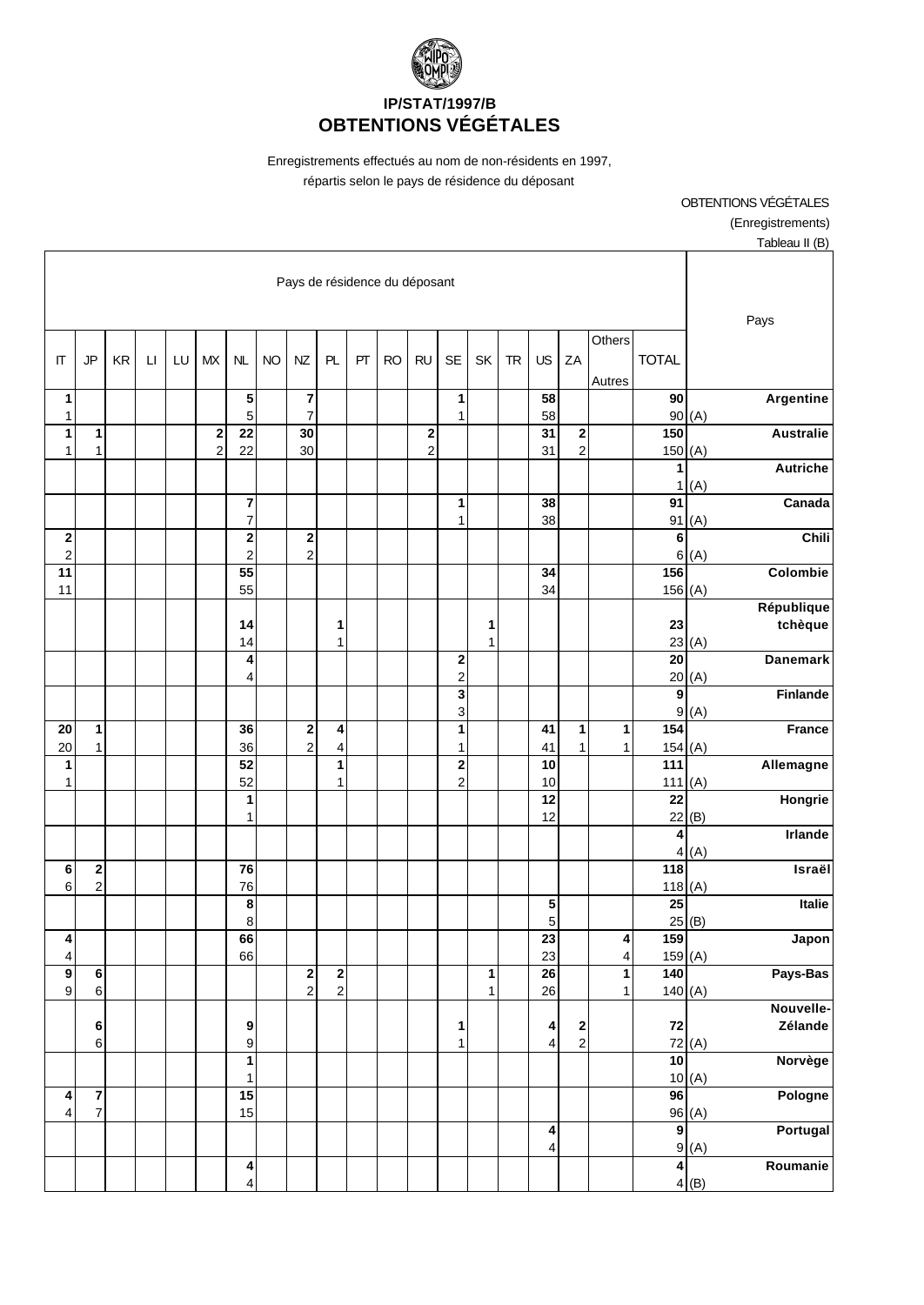# IP/STAT/1997/B
# OBTENTIONS VÉGÉTALES

Enregistrements effectués au nom de non-résidents en 1997, répartis selon le pays de résidence du déposant

OBTENTIONS VÉGÉTALES
(Enregistrements)
Tableau II (B)

| IT | JP | KR | LI | LU | MX | NL | NO | NZ | PL | PT | RO | RU | SE | SK | TR | US | ZA | Others Autres | TOTAL | | Pays |
|---|---|---|---|---|---|---|---|---|---|---|---|---|---|---|---|---|---|---|---|---|---|
| **1** | | | | | | **5** | | **7** | | | | | **1** | | | **58** | | | **90** | | **Argentine** |
| 1 | | | | | | 5 | | 7 | | | | | 1 | | | 58 | | | 90 | (A) | |
| **1** | **1** | | | | **2** | **22** | | **30** | | | | **2** | | | | **31** | **2** | | **150** | | **Australie** |
| 1 | 1 | | | | 2 | 22 | | 30 | | | | 2 | | | | 31 | 2 | | 150 | (A) | |
| | | | | | | | | | | | | | | | | | | | **1** | | **Autriche** |
| | | | | | | | | | | | | | | | | | | | 1 | (A) | |
| | | | | | | **7** | | | | | | | **1** | | | **38** | | | **91** | | **Canada** |
| | | | | | | 7 | | | | | | | 1 | | | 38 | | | 91 | (A) | |
| **2** | | | | | | **2** | | **2** | | | | | | | | | | | **6** | | **Chili** |
| 2 | | | | | | 2 | | 2 | | | | | | | | | | | 6 | (A) | |
| **11** | | | | | | **55** | | | | | | | | | | **34** | | | **156** | | **Colombie** |
| 11 | | | | | | 55 | | | | | | | | | | 34 | | | 156 | (A) | |
| | | | | | | **14** | | | **1** | | | | | **1** | | | | | **23** | | **République tchèque** |
| | | | | | | 14 | | | 1 | | | | | 1 | | | | | 23 | (A) | |
| | | | | | | **4** | | | | | | | **2** | | | | | | **20** | | **Danemark** |
| | | | | | | 4 | | | | | | | 2 | | | | | | 20 | (A) | |
| | | | | | | | | | | | | | **3** | | | | | | **9** | | **Finlande** |
| | | | | | | | | | | | | | 3 | | | | | | 9 | (A) | |
| **20** | **1** | | | | | **36** | | **2** | **4** | | | | **1** | | | **41** | **1** | **1** | **154** | | **France** |
| 20 | 1 | | | | | 36 | | 2 | 4 | | | | 1 | | | 41 | 1 | 1 | 154 | (A) | |
| **1** | | | | | | **52** | | | **1** | | | | **2** | | | **10** | | | **111** | | **Allemagne** |
| 1 | | | | | | 52 | | | 1 | | | | 2 | | | 10 | | | 111 | (A) | |
| | | | | | | **1** | | | | | | | | | | **12** | | | **22** | | **Hongrie** |
| | | | | | | 1 | | | | | | | | | | 12 | | | 22 | (B) | |
| | | | | | | | | | | | | | | | | | | | **4** | | **Irlande** |
| | | | | | | | | | | | | | | | | | | | 4 | (A) | |
| **6** | **2** | | | | | **76** | | | | | | | | | | | | | **118** | | **Israël** |
| 6 | 2 | | | | | 76 | | | | | | | | | | | | | 118 | (A) | |
| | | | | | | **8** | | | | | | | | | | **5** | | | **25** | | **Italie** |
| | | | | | | 8 | | | | | | | | | | 5 | | | 25 | (B) | |
| **4** | | | | | | **66** | | | | | | | | | | **23** | | **4** | **159** | | **Japon** |
| 4 | | | | | | 66 | | | | | | | | | | 23 | | 4 | 159 | (A) | |
| **9** | **6** | | | | | | | **2** | **2** | | | | | **1** | | **26** | | **1** | **140** | | **Pays-Bas** |
| 9 | 6 | | | | | | | 2 | 2 | | | | | 1 | | 26 | | 1 | 140 | (A) | |
| | **6** | | | | | **9** | | | | | | | **1** | | | **4** | **2** | | **72** | | **Nouvelle-Zélande** |
| | 6 | | | | | 9 | | | | | | | 1 | | | 4 | 2 | | 72 | (A) | |
| | | | | | | **1** | | | | | | | | | | | | | **10** | | **Norvège** |
| | | | | | | 1 | | | | | | | | | | | | | 10 | (A) | |
| **4** | **7** | | | | | **15** | | | | | | | | | | | | | **96** | | **Pologne** |
| 4 | 7 | | | | | 15 | | | | | | | | | | | | | 96 | (A) | |
| | | | | | | | | | | | | | | | | **4** | | | **9** | | **Portugal** |
| | | | | | | | | | | | | | | | | 4 | | | 9 | (A) | |
| | | | | | | **4** | | | | | | | | | | | | | **4** | | **Roumanie** |
| | | | | | | 4 | | | | | | | | | | | | | 4 | (B) | |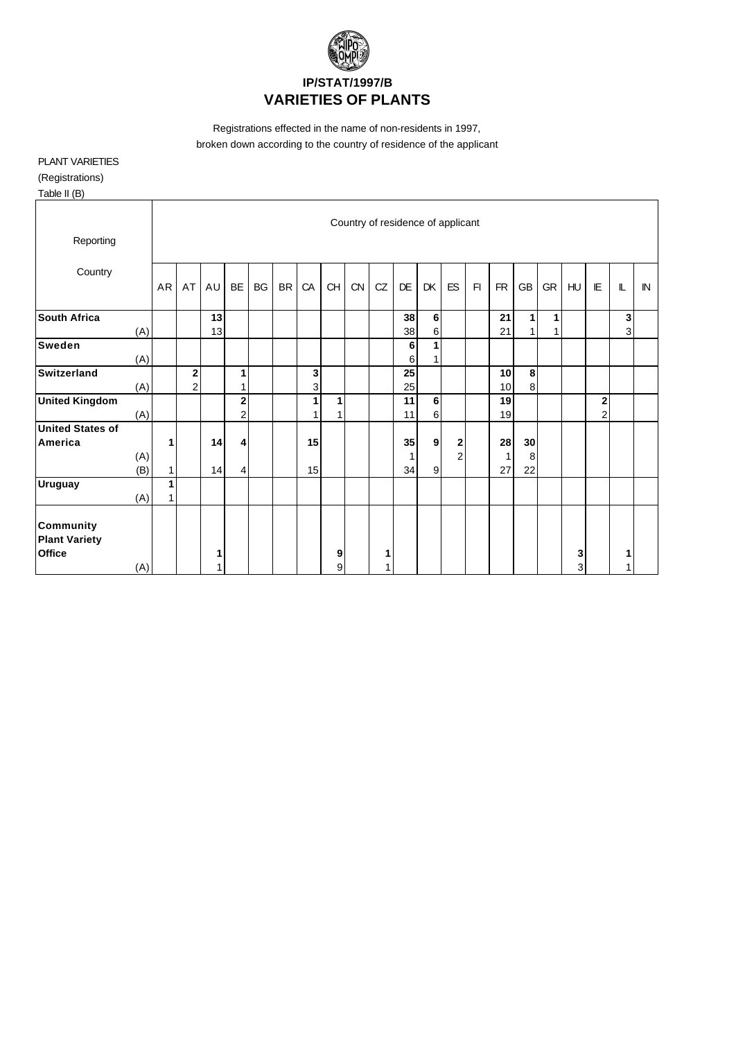# IP/STAT/1997/B
# VARIETIES OF PLANTS

Registrations effected in the name of non-residents in 1997, broken down according to the country of residence of the applicant

PLANT VARIETIES

(Registrations)

Table II (B)

| Reporting Country | | Country of residence of applicant | | | | | | | | | | | | | | | | | | | | |
|---|---|---|---|---|---|---|---|---|---|---|---|---|---|---|---|---|---|---|---|---|---|---|
| | | AR | AT | AU | BE | BG | BR | CA | CH | CN | CZ | DE | DK | ES | FI | FR | GB | GR | HU | IE | IL | IN |
| **South Africa** | | | | **13** | | | | | | | | **38** | **6** | | | **21** | **1** | **1** | | | **3** | |
| | (A) | | | 13 | | | | | | | | 38 | 6 | | | 21 | 1 | 1 | | | 3 | |
| **Sweden** | | | | | | | | | | | | **6** | **1** | | | | | | | | | |
| | (A) | | | | | | | | | | | 6 | 1 | | | | | | | | | |
| **Switzerland** | | | **2** | | **1** | | | **3** | | | | **25** | | | | **10** | **8** | | | | | |
| | (A) | | 2 | | 1 | | | 3 | | | | 25 | | | | 10 | 8 | | | | | |
| **United Kingdom** | | | | | **2** | | | **1** | **1** | | | **11** | **6** | | | **19** | | | | **2** | | |
| | (A) | | | | 2 | | | 1 | 1 | | | 11 | 6 | | | 19 | | | | 2 | | |
| **United States of America** | | **1** | | **14** | **4** | | | **15** | | | | **35** | **9** | **2** | | **28** | **30** | | | | | |
| | (A) | | | | | | | | | | | 1 | | 2 | | 1 | 8 | | | | | |
| | (B) | 1 | | 14 | 4 | | | 15 | | | | 34 | 9 | | | 27 | 22 | | | | | |
| **Uruguay** | | **1** | | | | | | | | | | | | | | | | | | | | |
| | (A) | 1 | | | | | | | | | | | | | | | | | | | | |
| **Community Plant Variety Office** | | | | **1** | | | | | **9** | | **1** | | | | | | | | **3** | | **1** | |
| | (A) | | | 1 | | | | | 9 | | 1 | | | | | | | | 3 | | 1 | |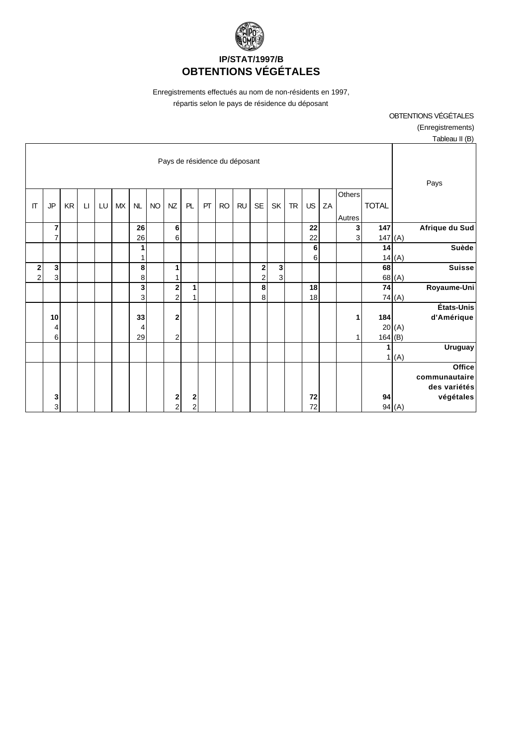# IP/STAT/1997/B
## OBTENTIONS VÉGÉTALES

Enregistrements effectués au nom de non-résidents en 1997,
répartis selon le pays de résidence du déposant

OBTENTIONS VÉGÉTALES
(Enregistrements)
Tableau II (B)

| Pays de résidence du déposant | | | | | | | | | | | | | | | | | | | | | Pays |
|---|---|---|---|---|---|---|---|---|---|---|---|---|---|---|---|---|---|---|---|---|---|
| IT | JP | KR | LI | LU | MX | NL | NO | NZ | PL | PT | RO | RU | SE | SK | TR | US | ZA | Others Autres | TOTAL | | |
| | **7** | | | | | **26** | | **6** | | | | | | | | **22** | | **3** | **147** | | **Afrique du Sud** |
| | 7 | | | | | 26 | | 6 | | | | | | | | 22 | | 3 | 147 | (A) | |
| | | | | | | **1** | | | | | | | | | | **6** | | | **14** | | **Suède** |
| | | | | | | 1 | | | | | | | | | | 6 | | | 14 | (A) | |
| **2** | **3** | | | | | **8** | | **1** | | | | | **2** | **3** | | | | | **68** | | **Suisse** |
| 2 | 3 | | | | | 8 | | 1 | | | | | 2 | 3 | | | | | 68 | (A) | |
| | | | | | | **3** | | **2** | **1** | | | | **8** | | | **18** | | | **74** | | **Royaume-Uni** |
| | | | | | | 3 | | 2 | 1 | | | | 8 | | | 18 | | | 74 | (A) | |
| | **10** | | | | | **33** | | **2** | | | | | | | | | | **1** | **184** | | **États-Unis d'Amérique** |
| | 4 | | | | | 4 | | | | | | | | | | | | | 20 | (A) | |
| | 6 | | | | | 29 | | 2 | | | | | | | | | | 1 | 164 | (B) | |
| | | | | | | | | | | | | | | | | | | | **1** | | **Uruguay** |
| | | | | | | | | | | | | | | | | | | | 1 | (A) | |
| | **3** | | | | | | | **2** | **2** | | | | | | | **72** | | | **94** | | **Office communautaire des variétés végétales** |
| | 3 | | | | | | | 2 | 2 | | | | | | | 72 | | | 94 | (A) | |